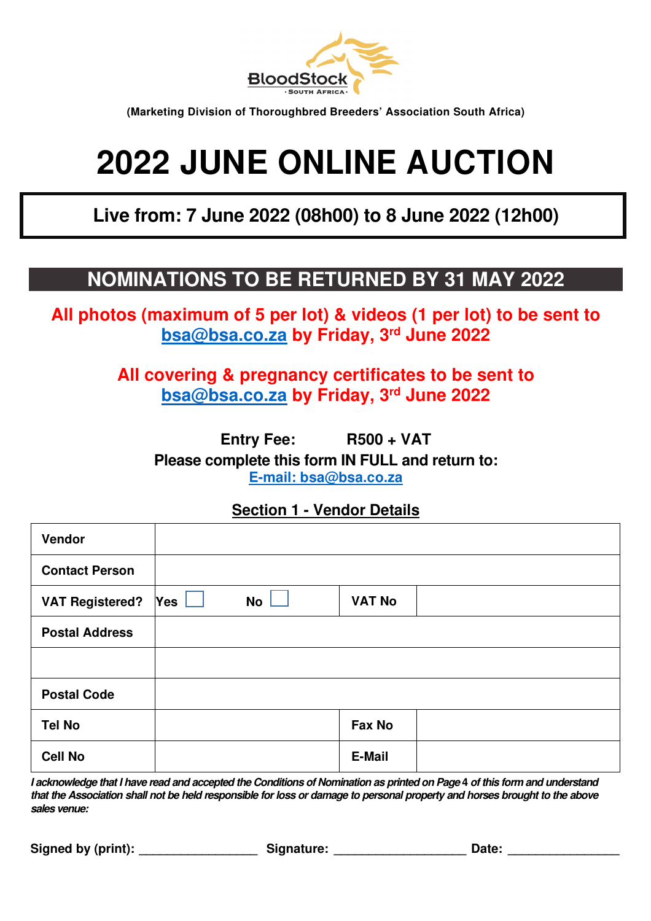BloodStock SOUTH AFRICA

(Marketing Division of Thoroughbred Breeders' Association South Africa)

# 2022 JUNE ONLINE AUCTION

**Live from: 7 June 2022 (08h00) to 8 June 2022 (12h00)**

## NOMINATIONS TO BE RETURNED BY 31 MAY 2022

**All photos (maximum of 5 per lot) & videos (1 per lot) to be sent to bsa@bsa.co.za by Friday, 3rd June 2022**

**All covering & pregnancy certificates to be sent to bsa@bsa.co.za by Friday, 3rd June 2022**

**Entry Fee: R500 + VAT**

**Please complete this form IN FULL and return to:**

**E-mail: bsa@bsa.co.za**

## Section 1 - Vendor Details

| **Vendor** | | | |
|---|---|---|---|
| **Contact Person** | | | |
| **VAT Registered?** | Yes ☐ No ☐ | **VAT No** | |
| **Postal Address** | | | |
| | | | |
| **Postal Code** | | | |
| **Tel No** | | **Fax No** | |
| **Cell No** | | **E-Mail** | |

*I acknowledge that I have read and accepted the Conditions of Nomination as printed on Page 4 of this form and understand that the Association shall not be held responsible for loss or damage to personal property and horses brought to the above sales venue:*

**Signed by (print):** _________________ **Signature:** ___________________ **Date:** ________________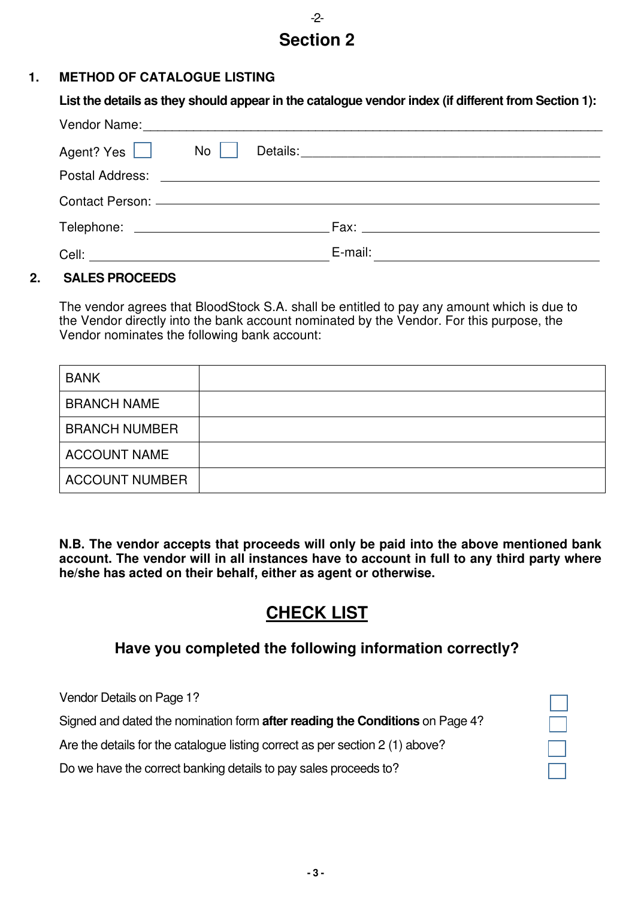# Section 2

## 1. METHOD OF CATALOGUE LISTING

**List the details as they should appear in the catalogue vendor index (if different from Section 1):**

Vendor Name: ____________________________________________

Agent? Yes ☐ No ☐ Details: ____________________________________________

Postal Address: ____________________________________________

Contact Person: ____________________________________________

Telephone: ______________________ Fax: ______________________

Cell: ______________________ E-mail: ______________________

## 2. SALES PROCEEDS

The vendor agrees that BloodStock S.A. shall be entitled to pay any amount which is due to the Vendor directly into the bank account nominated by the Vendor. For this purpose, the Vendor nominates the following bank account:

| | |
|---|---|
| BANK | |
| BRANCH NAME | |
| BRANCH NUMBER | |
| ACCOUNT NAME | |
| ACCOUNT NUMBER | |

**N.B. The vendor accepts that proceeds will only be paid into the above mentioned bank account. The vendor will in all instances have to account in full to any third party where he/she has acted on their behalf, either as agent or otherwise.**

## CHECK LIST

### Have you completed the following information correctly?

Vendor Details on Page 1? ☐

Signed and dated the nomination form **after reading the Conditions** on Page 4? ☐

Are the details for the catalogue listing correct as per section 2 (1) above? ☐

Do we have the correct banking details to pay sales proceeds to? ☐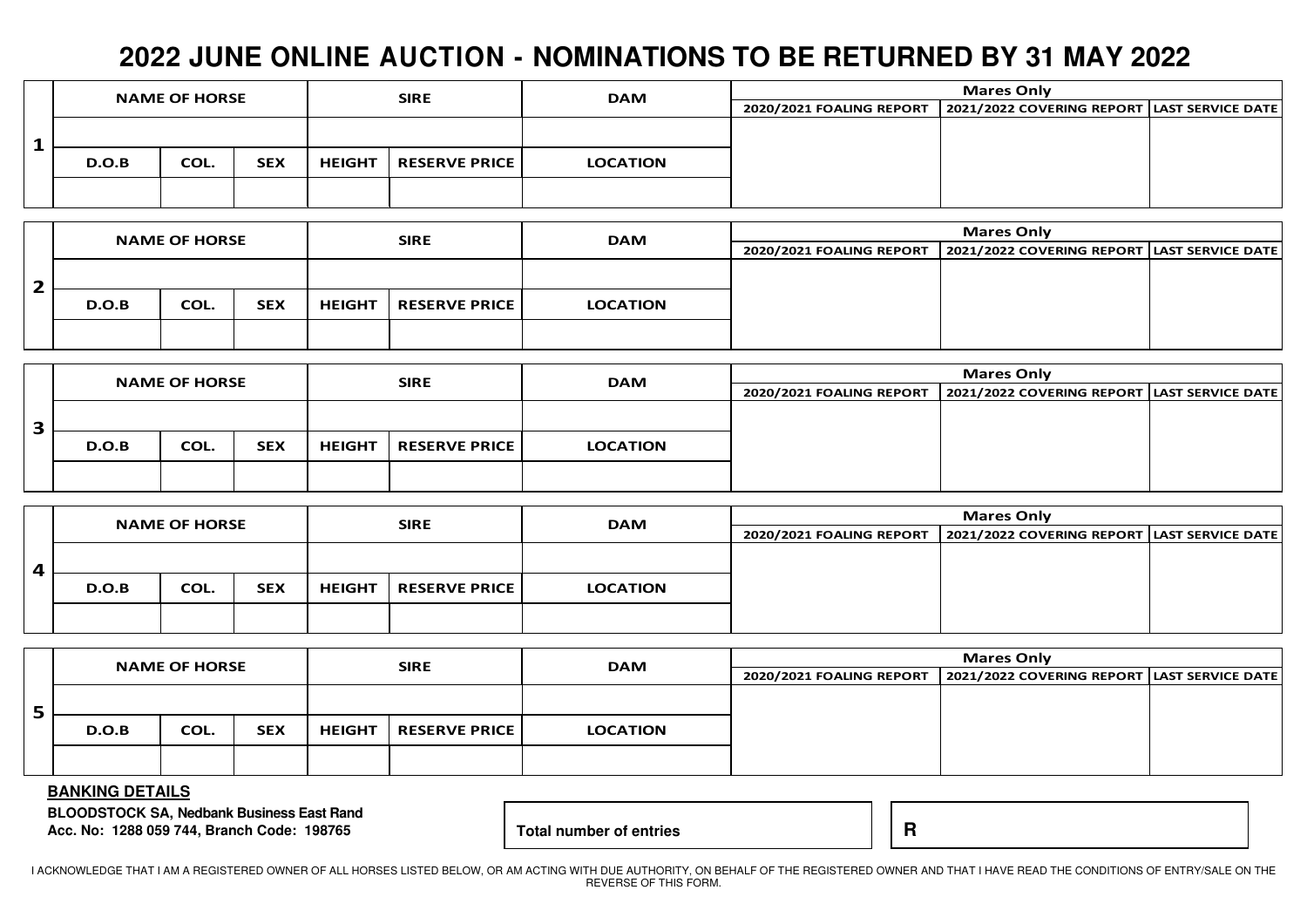# 2022 JUNE ONLINE AUCTION - NOMINATIONS TO BE RETURNED BY 31 MAY 2022

| | NAME OF HORSE | | | SIRE | | DAM | Mares Only | | |
|---|---|---|---|---|---|---|---|---|---|
| | | | | | | | 2020/2021 FOALING REPORT | 2021/2022 COVERING REPORT | LAST SERVICE DATE |
| **1** | | | | | | | | | |
| | D.O.B | COL. | SEX | HEIGHT | RESERVE PRICE | LOCATION | | | |
| | | | | | | | | | |

| | NAME OF HORSE | | | SIRE | | DAM | Mares Only | | |
|---|---|---|---|---|---|---|---|---|---|
| | | | | | | | 2020/2021 FOALING REPORT | 2021/2022 COVERING REPORT | LAST SERVICE DATE |
| **2** | | | | | | | | | |
| | D.O.B | COL. | SEX | HEIGHT | RESERVE PRICE | LOCATION | | | |
| | | | | | | | | | |

| | NAME OF HORSE | | | SIRE | | DAM | Mares Only | | |
|---|---|---|---|---|---|---|---|---|---|
| | | | | | | | 2020/2021 FOALING REPORT | 2021/2022 COVERING REPORT | LAST SERVICE DATE |
| **3** | | | | | | | | | |
| | D.O.B | COL. | SEX | HEIGHT | RESERVE PRICE | LOCATION | | | |
| | | | | | | | | | |

| | NAME OF HORSE | | | SIRE | | DAM | Mares Only | | |
|---|---|---|---|---|---|---|---|---|---|
| | | | | | | | 2020/2021 FOALING REPORT | 2021/2022 COVERING REPORT | LAST SERVICE DATE |
| **4** | | | | | | | | | |
| | D.O.B | COL. | SEX | HEIGHT | RESERVE PRICE | LOCATION | | | |
| | | | | | | | | | |

| | NAME OF HORSE | | | SIRE | | DAM | Mares Only | | |
|---|---|---|---|---|---|---|---|---|---|
| | | | | | | | 2020/2021 FOALING REPORT | 2021/2022 COVERING REPORT | LAST SERVICE DATE |
| **5** | | | | | | | | | |
| | D.O.B | COL. | SEX | HEIGHT | RESERVE PRICE | LOCATION | | | |
| | | | | | | | | | |

**BANKING DETAILS**

**BLOODSTOCK SA, Nedbank Business East Rand**
**Acc. No: 1288 059 744, Branch Code: 198765**

| **Total number of entries** | | **R** |
|---|---|---|

I ACKNOWLEDGE THAT I AM A REGISTERED OWNER OF ALL HORSES LISTED BELOW, OR AM ACTING WITH DUE AUTHORITY, ON BEHALF OF THE REGISTERED OWNER AND THAT I HAVE READ THE CONDITIONS OF ENTRY/SALE ON THE REVERSE OF THIS FORM.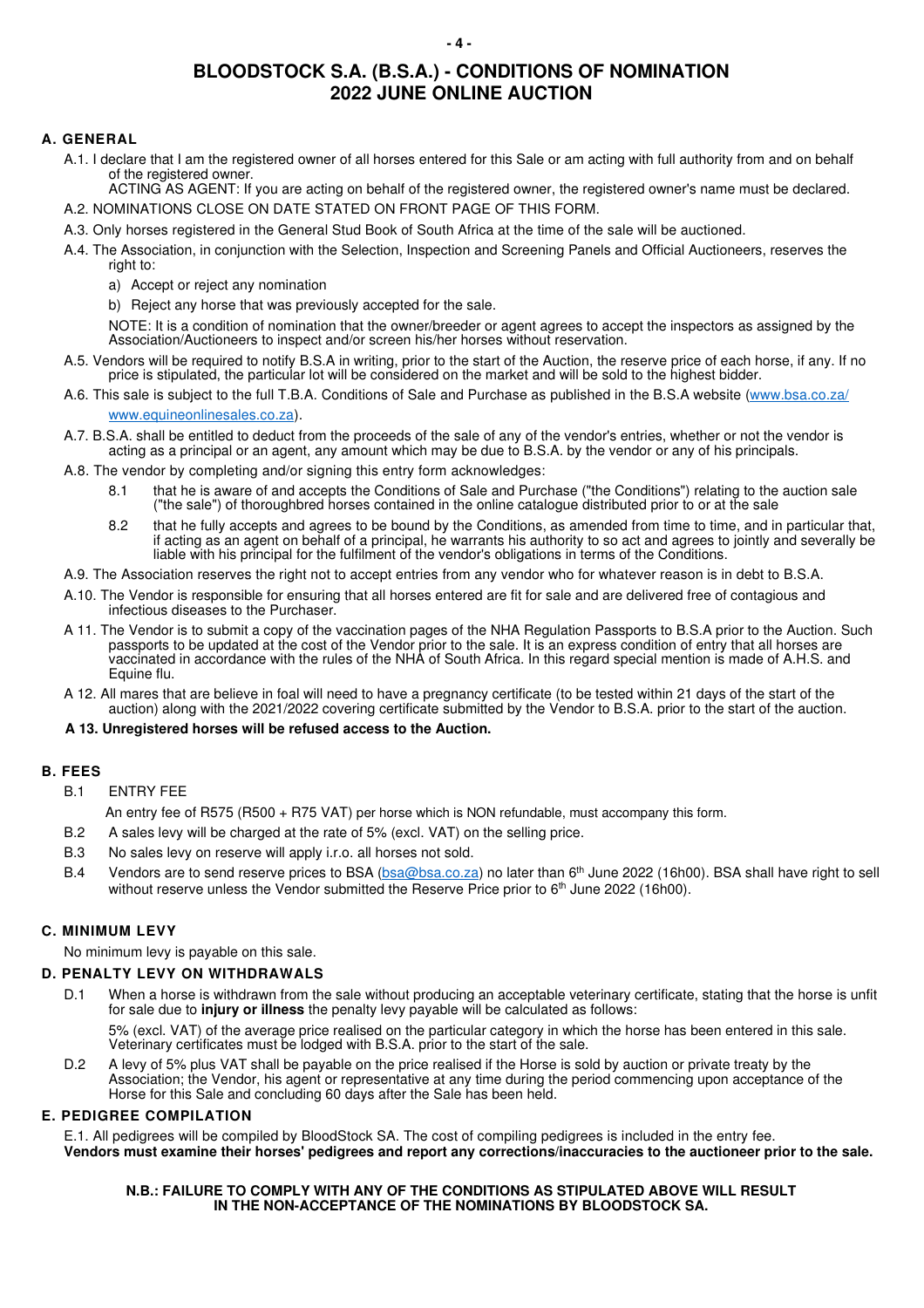# BLOODSTOCK S.A. (B.S.A.) - CONDITIONS OF NOMINATION 2022 JUNE ONLINE AUCTION

## A. GENERAL

A.1. I declare that I am the registered owner of all horses entered for this Sale or am acting with full authority from and on behalf of the registered owner.
ACTING AS AGENT: If you are acting on behalf of the registered owner, the registered owner's name must be declared.

A.2. NOMINATIONS CLOSE ON DATE STATED ON FRONT PAGE OF THIS FORM.

A.3. Only horses registered in the General Stud Book of South Africa at the time of the sale will be auctioned.

A.4. The Association, in conjunction with the Selection, Inspection and Screening Panels and Official Auctioneers, reserves the right to:

a) Accept or reject any nomination

b) Reject any horse that was previously accepted for the sale.

NOTE: It is a condition of nomination that the owner/breeder or agent agrees to accept the inspectors as assigned by the Association/Auctioneers to inspect and/or screen his/her horses without reservation.

A.5. Vendors will be required to notify B.S.A in writing, prior to the start of the Auction, the reserve price of each horse, if any. If no price is stipulated, the particular lot will be considered on the market and will be sold to the highest bidder.

A.6. This sale is subject to the full T.B.A. Conditions of Sale and Purchase as published in the B.S.A website (www.bsa.co.za/ www.equineonlinesales.co.za).

A.7. B.S.A. shall be entitled to deduct from the proceeds of the sale of any of the vendor's entries, whether or not the vendor is acting as a principal or an agent, any amount which may be due to B.S.A. by the vendor or any of his principals.

A.8. The vendor by completing and/or signing this entry form acknowledges:

8.1 that he is aware of and accepts the Conditions of Sale and Purchase ("the Conditions") relating to the auction sale ("the sale") of thoroughbred horses contained in the online catalogue distributed prior to or at the sale

8.2 that he fully accepts and agrees to be bound by the Conditions, as amended from time to time, and in particular that, if acting as an agent on behalf of a principal, he warrants his authority to so act and agrees to jointly and severally be liable with his principal for the fulfilment of the vendor's obligations in terms of the Conditions.

A.9. The Association reserves the right not to accept entries from any vendor who for whatever reason is in debt to B.S.A.

A.10. The Vendor is responsible for ensuring that all horses entered are fit for sale and are delivered free of contagious and infectious diseases to the Purchaser.

A 11. The Vendor is to submit a copy of the vaccination pages of the NHA Regulation Passports to B.S.A prior to the Auction. Such passports to be updated at the cost of the Vendor prior to the sale. It is an express condition of entry that all horses are vaccinated in accordance with the rules of the NHA of South Africa. In this regard special mention is made of A.H.S. and Equine flu.

A 12. All mares that are believe in foal will need to have a pregnancy certificate (to be tested within 21 days of the start of the auction) along with the 2021/2022 covering certificate submitted by the Vendor to B.S.A. prior to the start of the auction.

**A 13. Unregistered horses will be refused access to the Auction.**

## B. FEES

B.1 ENTRY FEE

An entry fee of R575 (R500 + R75 VAT) per horse which is NON refundable, must accompany this form.

B.2 A sales levy will be charged at the rate of 5% (excl. VAT) on the selling price.

B.3 No sales levy on reserve will apply i.r.o. all horses not sold.

B.4 Vendors are to send reserve prices to BSA (bsa@bsa.co.za) no later than 6th June 2022 (16h00). BSA shall have right to sell without reserve unless the Vendor submitted the Reserve Price prior to 6th June 2022 (16h00).

## C. MINIMUM LEVY

No minimum levy is payable on this sale.

## D. PENALTY LEVY ON WITHDRAWALS

D.1 When a horse is withdrawn from the sale without producing an acceptable veterinary certificate, stating that the horse is unfit for sale due to **injury or illness** the penalty levy payable will be calculated as follows:

5% (excl. VAT) of the average price realised on the particular category in which the horse has been entered in this sale. Veterinary certificates must be lodged with B.S.A. prior to the start of the sale.

D.2 A levy of 5% plus VAT shall be payable on the price realised if the Horse is sold by auction or private treaty by the Association; the Vendor, his agent or representative at any time during the period commencing upon acceptance of the Horse for this Sale and concluding 60 days after the Sale has been held.

## E. PEDIGREE COMPILATION

E.1. All pedigrees will be compiled by BloodStock SA. The cost of compiling pedigrees is included in the entry fee.
**Vendors must examine their horses' pedigrees and report any corrections/inaccuracies to the auctioneer prior to the sale.**

**N.B.: FAILURE TO COMPLY WITH ANY OF THE CONDITIONS AS STIPULATED ABOVE WILL RESULT IN THE NON-ACCEPTANCE OF THE NOMINATIONS BY BLOODSTOCK SA.**